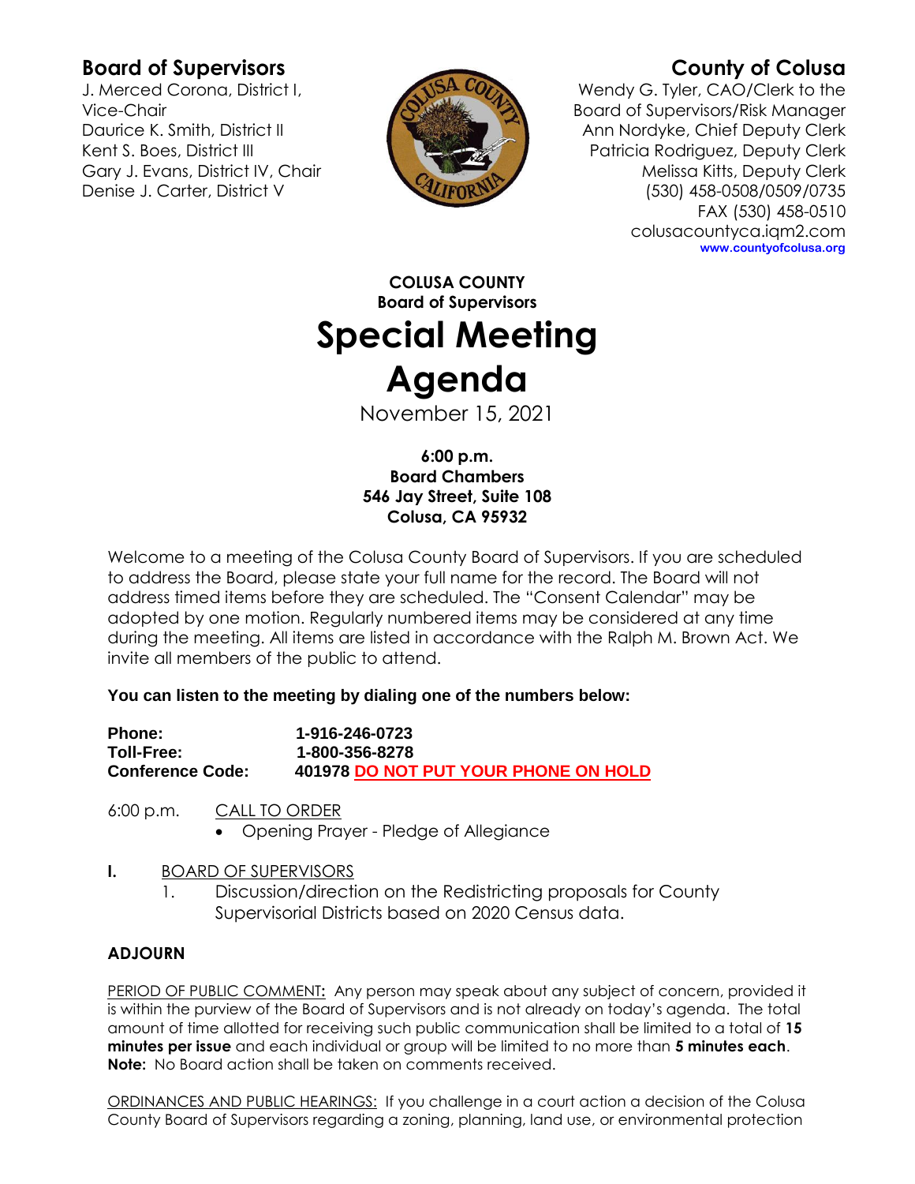## Board of Supervisors

J. Merced Corona, District I, Vice-Chair
Daurice K. Smith, District II
Kent S. Boes, District III
Gary J. Evans, District IV, Chair
Denise J. Carter, District V

## County of Colusa

Wendy G. Tyler, CAO/Clerk to the Board of Supervisors/Risk Manager
Ann Nordyke, Chief Deputy Clerk
Patricia Rodriguez, Deputy Clerk
Melissa Kitts, Deputy Clerk
(530) 458-0508/0509/0735
FAX (530) 458-0510
colusacountyca.iqm2.com
**www.countyofcolusa.org**

**COLUSA COUNTY**
**Board of Supervisors**

# Special Meeting Agenda

November 15, 2021

**6:00 p.m.**
**Board Chambers**
**546 Jay Street, Suite 108**
**Colusa, CA 95932**

Welcome to a meeting of the Colusa County Board of Supervisors. If you are scheduled to address the Board, please state your full name for the record. The Board will not address timed items before they are scheduled. The "Consent Calendar" may be adopted by one motion. Regularly numbered items may be considered at any time during the meeting. All items are listed in accordance with the Ralph M. Brown Act. We invite all members of the public to attend.

**You can listen to the meeting by dialing one of the numbers below:**

**Phone:** **1-916-246-0723**
**Toll-Free:** **1-800-356-8278**
**Conference Code:** **401978 DO NOT PUT YOUR PHONE ON HOLD**

6:00 p.m. CALL TO ORDER

- Opening Prayer - Pledge of Allegiance

**I.** BOARD OF SUPERVISORS

1. Discussion/direction on the Redistricting proposals for County Supervisorial Districts based on 2020 Census data.

**ADJOURN**

PERIOD OF PUBLIC COMMENT**:** Any person may speak about any subject of concern, provided it is within the purview of the Board of Supervisors and is not already on today's agenda. The total amount of time allotted for receiving such public communication shall be limited to a total of **15 minutes per issue** and each individual or group will be limited to no more than **5 minutes each**. **Note:** No Board action shall be taken on comments received.

ORDINANCES AND PUBLIC HEARINGS: If you challenge in a court action a decision of the Colusa County Board of Supervisors regarding a zoning, planning, land use, or environmental protection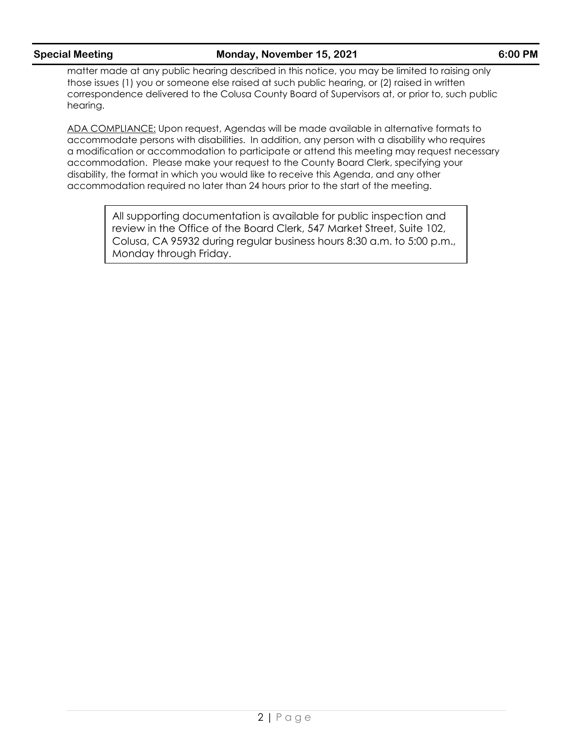matter made at any public hearing described in this notice, you may be limited to raising only those issues (1) you or someone else raised at such public hearing, or (2) raised in written correspondence delivered to the Colusa County Board of Supervisors at, or prior to, such public hearing.

<u>ADA COMPLIANCE:</u> Upon request, Agendas will be made available in alternative formats to accommodate persons with disabilities. In addition, any person with a disability who requires a modification or accommodation to participate or attend this meeting may request necessary accommodation. Please make your request to the County Board Clerk, specifying your disability, the format in which you would like to receive this Agenda, and any other accommodation required no later than 24 hours prior to the start of the meeting.

All supporting documentation is available for public inspection and review in the Office of the Board Clerk, 547 Market Street, Suite 102, Colusa, CA 95932 during regular business hours 8:30 a.m. to 5:00 p.m., Monday through Friday.